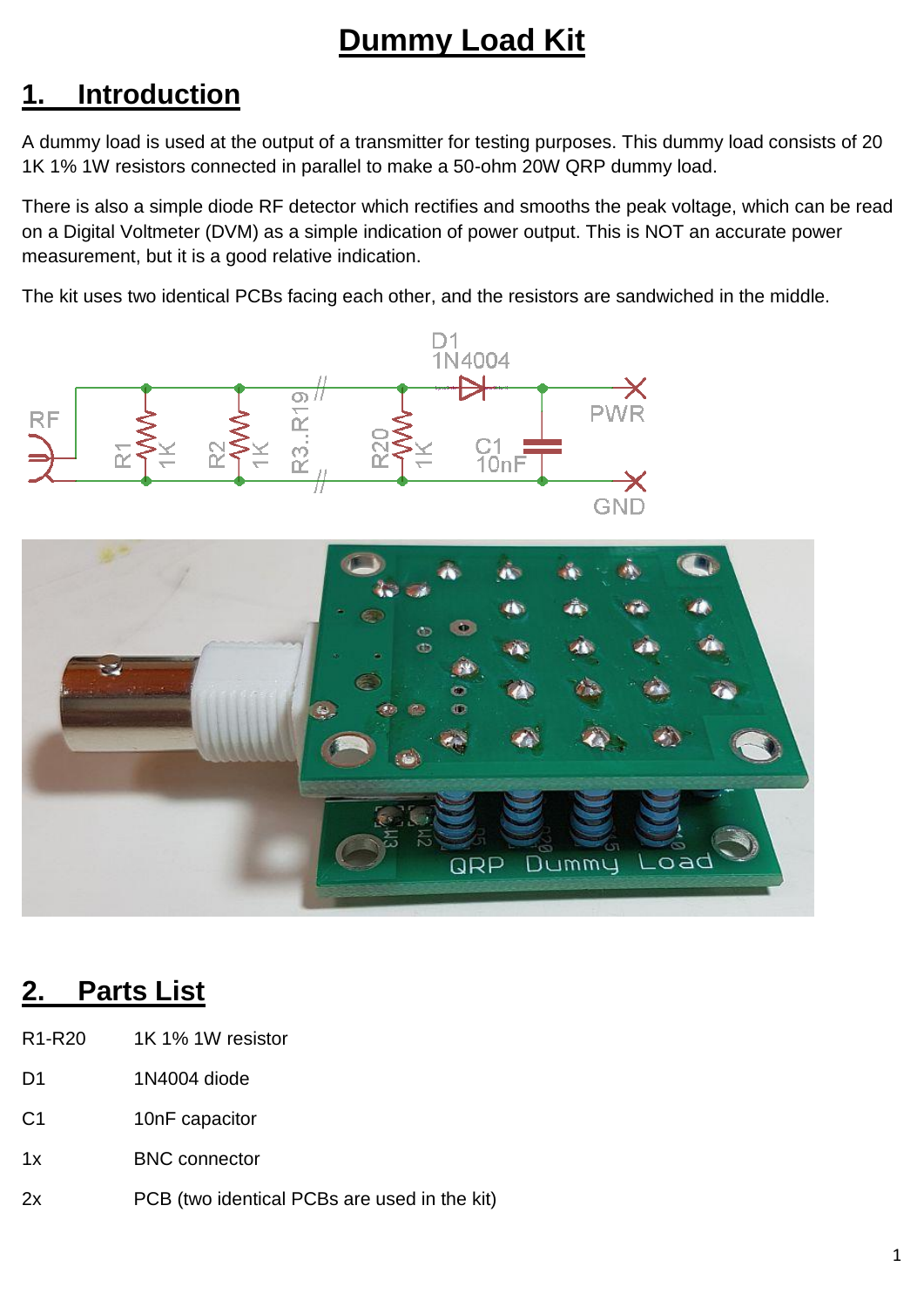# Dummy Load Kit

## 1. Introduction

A dummy load is used at the output of a transmitter for testing purposes. This dummy load consists of 20 1K 1% 1W resistors connected in parallel to make a 50-ohm 20W QRP dummy load.

There is also a simple diode RF detector which rectifies and smooths the peak voltage, which can be read on a Digital Voltmeter (DVM) as a simple indication of power output. This is NOT an accurate power measurement, but it is a good relative indication.

The kit uses two identical PCBs facing each other, and the resistors are sandwiched in the middle.

## 2. Parts List

| | |
|---|---|
| R1-R20 | 1K 1% 1W resistor |
| D1 | 1N4004 diode |
| C1 | 10nF capacitor |
| 1x | BNC connector |
| 2x | PCB (two identical PCBs are used in the kit) |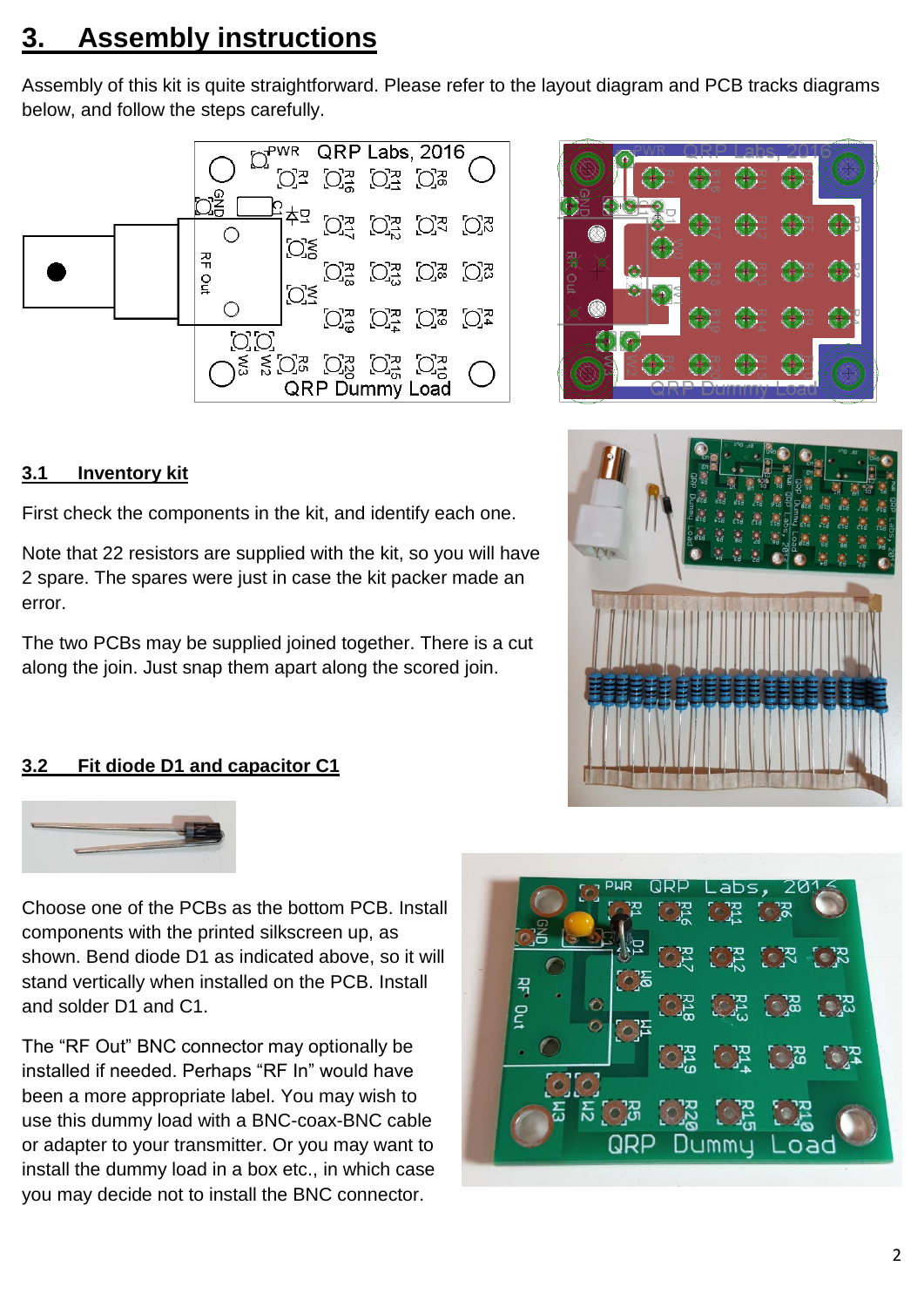# 3. Assembly instructions

Assembly of this kit is quite straightforward. Please refer to the layout diagram and PCB tracks diagrams below, and follow the steps carefully.

## 3.1 Inventory kit

First check the components in the kit, and identify each one.

Note that 22 resistors are supplied with the kit, so you will have 2 spare. The spares were just in case the kit packer made an error.

The two PCBs may be supplied joined together. There is a cut along the join. Just snap them apart along the scored join.

## 3.2 Fit diode D1 and capacitor C1

Choose one of the PCBs as the bottom PCB. Install components with the printed silkscreen up, as shown. Bend diode D1 as indicated above, so it will stand vertically when installed on the PCB. Install and solder D1 and C1.

The “RF Out” BNC connector may optionally be installed if needed. Perhaps “RF In” would have been a more appropriate label. You may wish to use this dummy load with a BNC-coax-BNC cable or adapter to your transmitter. Or you may want to install the dummy load in a box etc., in which case you may decide not to install the BNC connector.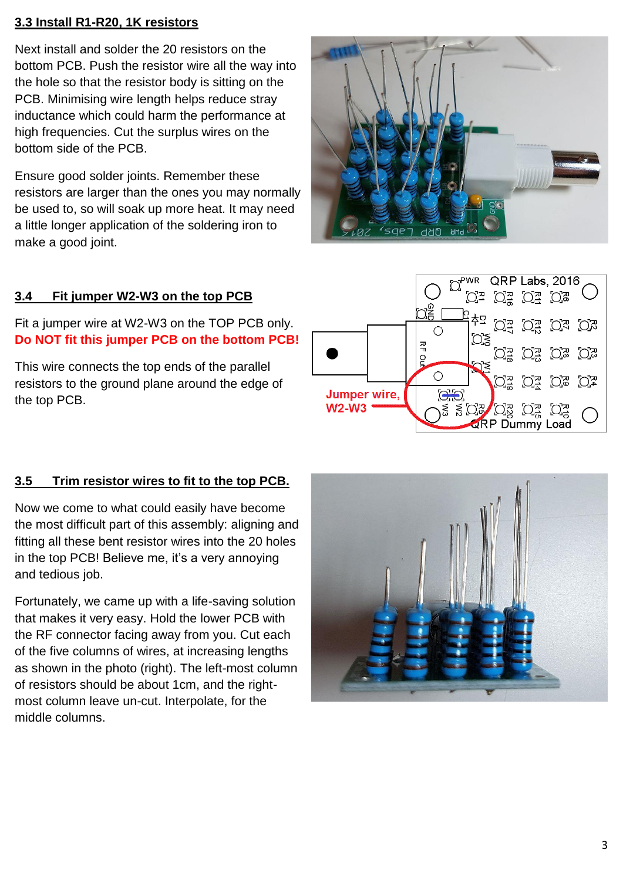### 3.3 Install R1-R20, 1K resistors

Next install and solder the 20 resistors on the bottom PCB. Push the resistor wire all the way into the hole so that the resistor body is sitting on the PCB. Minimising wire length helps reduce stray inductance which could harm the performance at high frequencies. Cut the surplus wires on the bottom side of the PCB.

Ensure good solder joints. Remember these resistors are larger than the ones you may normally be used to, so will soak up more heat. It may need a little longer application of the soldering iron to make a good joint.

### 3.4 Fit jumper W2-W3 on the top PCB

Fit a jumper wire at W2-W3 on the TOP PCB only. **Do NOT fit this jumper PCB on the bottom PCB!**

This wire connects the top ends of the parallel resistors to the ground plane around the edge of the top PCB.

Jumper wire, W2-W3

### 3.5 Trim resistor wires to fit to the top PCB.

Now we come to what could easily have become the most difficult part of this assembly: aligning and fitting all these bent resistor wires into the 20 holes in the top PCB! Believe me, it's a very annoying and tedious job.

Fortunately, we came up with a life-saving solution that makes it very easy. Hold the lower PCB with the RF connector facing away from you. Cut each of the five columns of wires, at increasing lengths as shown in the photo (right). The left-most column of resistors should be about 1cm, and the right-most column leave un-cut. Interpolate, for the middle columns.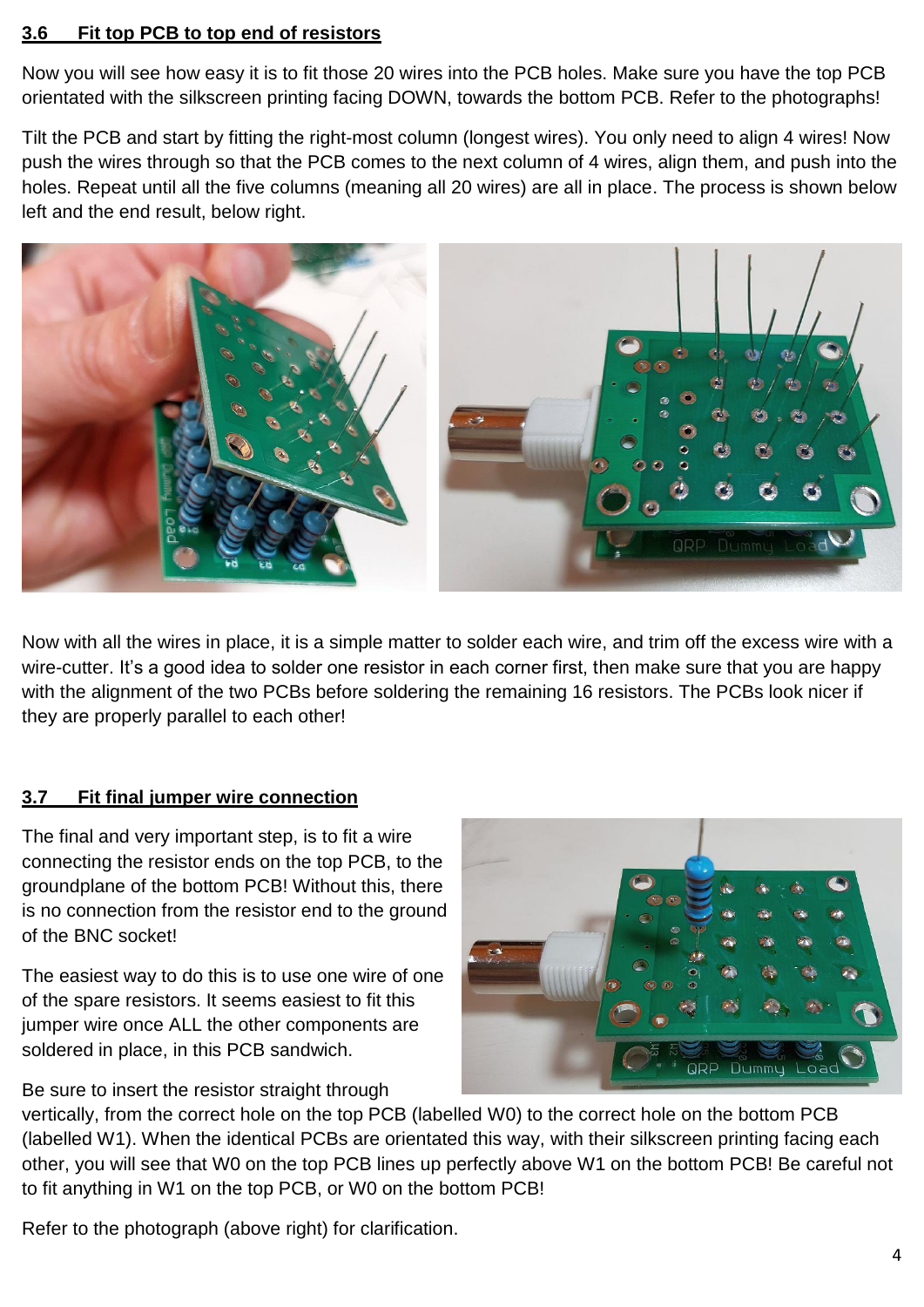### 3.6 Fit top PCB to top end of resistors

Now you will see how easy it is to fit those 20 wires into the PCB holes. Make sure you have the top PCB orientated with the silkscreen printing facing DOWN, towards the bottom PCB. Refer to the photographs!

Tilt the PCB and start by fitting the right-most column (longest wires). You only need to align 4 wires! Now push the wires through so that the PCB comes to the next column of 4 wires, align them, and push into the holes. Repeat until all the five columns (meaning all 20 wires) are all in place. The process is shown below left and the end result, below right.

Now with all the wires in place, it is a simple matter to solder each wire, and trim off the excess wire with a wire-cutter. It's a good idea to solder one resistor in each corner first, then make sure that you are happy with the alignment of the two PCBs before soldering the remaining 16 resistors. The PCBs look nicer if they are properly parallel to each other!

### 3.7 Fit final jumper wire connection

The final and very important step, is to fit a wire connecting the resistor ends on the top PCB, to the groundplane of the bottom PCB! Without this, there is no connection from the resistor end to the ground of the BNC socket!

The easiest way to do this is to use one wire of one of the spare resistors. It seems easiest to fit this jumper wire once ALL the other components are soldered in place, in this PCB sandwich.

Be sure to insert the resistor straight through vertically, from the correct hole on the top PCB (labelled W0) to the correct hole on the bottom PCB (labelled W1). When the identical PCBs are orientated this way, with their silkscreen printing facing each other, you will see that W0 on the top PCB lines up perfectly above W1 on the bottom PCB! Be careful not to fit anything in W1 on the top PCB, or W0 on the bottom PCB!

Refer to the photograph (above right) for clarification.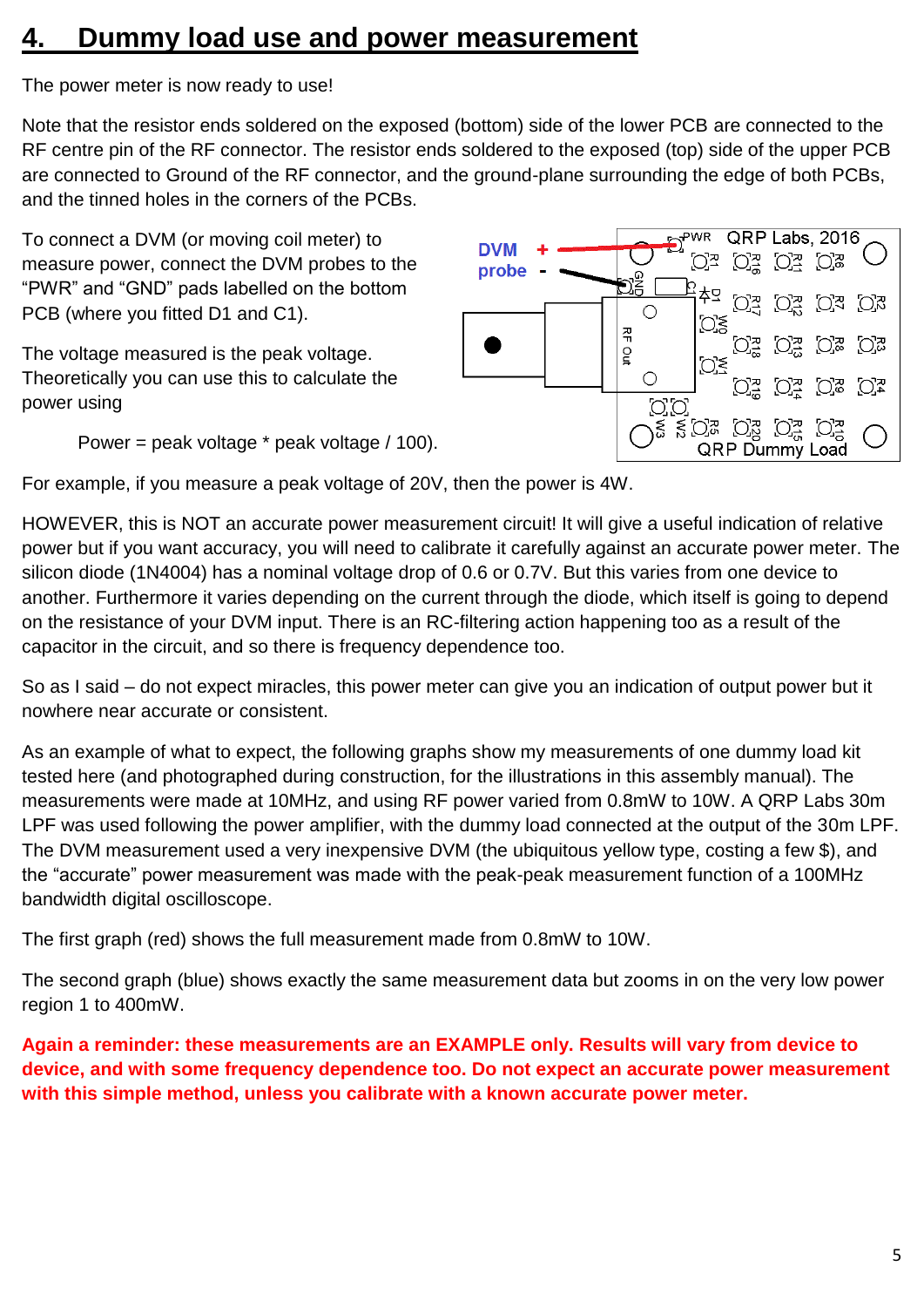# 4. Dummy load use and power measurement

The power meter is now ready to use!

Note that the resistor ends soldered on the exposed (bottom) side of the lower PCB are connected to the RF centre pin of the RF connector. The resistor ends soldered to the exposed (top) side of the upper PCB are connected to Ground of the RF connector, and the ground-plane surrounding the edge of both PCBs, and the tinned holes in the corners of the PCBs.

To connect a DVM (or moving coil meter) to measure power, connect the DVM probes to the "PWR" and "GND" pads labelled on the bottom PCB (where you fitted D1 and C1).

The voltage measured is the peak voltage. Theoretically you can use this to calculate the power using

Power = peak voltage * peak voltage / 100).

For example, if you measure a peak voltage of 20V, then the power is 4W.

HOWEVER, this is NOT an accurate power measurement circuit! It will give a useful indication of relative power but if you want accuracy, you will need to calibrate it carefully against an accurate power meter. The silicon diode (1N4004) has a nominal voltage drop of 0.6 or 0.7V. But this varies from one device to another. Furthermore it varies depending on the current through the diode, which itself is going to depend on the resistance of your DVM input. There is an RC-filtering action happening too as a result of the capacitor in the circuit, and so there is frequency dependence too.

So as I said – do not expect miracles, this power meter can give you an indication of output power but it nowhere near accurate or consistent.

As an example of what to expect, the following graphs show my measurements of one dummy load kit tested here (and photographed during construction, for the illustrations in this assembly manual). The measurements were made at 10MHz, and using RF power varied from 0.8mW to 10W. A QRP Labs 30m LPF was used following the power amplifier, with the dummy load connected at the output of the 30m LPF. The DVM measurement used a very inexpensive DVM (the ubiquitous yellow type, costing a few $), and the "accurate" power measurement was made with the peak-peak measurement function of a 100MHz bandwidth digital oscilloscope.

The first graph (red) shows the full measurement made from 0.8mW to 10W.

The second graph (blue) shows exactly the same measurement data but zooms in on the very low power region 1 to 400mW.

**Again a reminder: these measurements are an EXAMPLE only. Results will vary from device to device, and with some frequency dependence too. Do not expect an accurate power measurement with this simple method, unless you calibrate with a known accurate power meter.**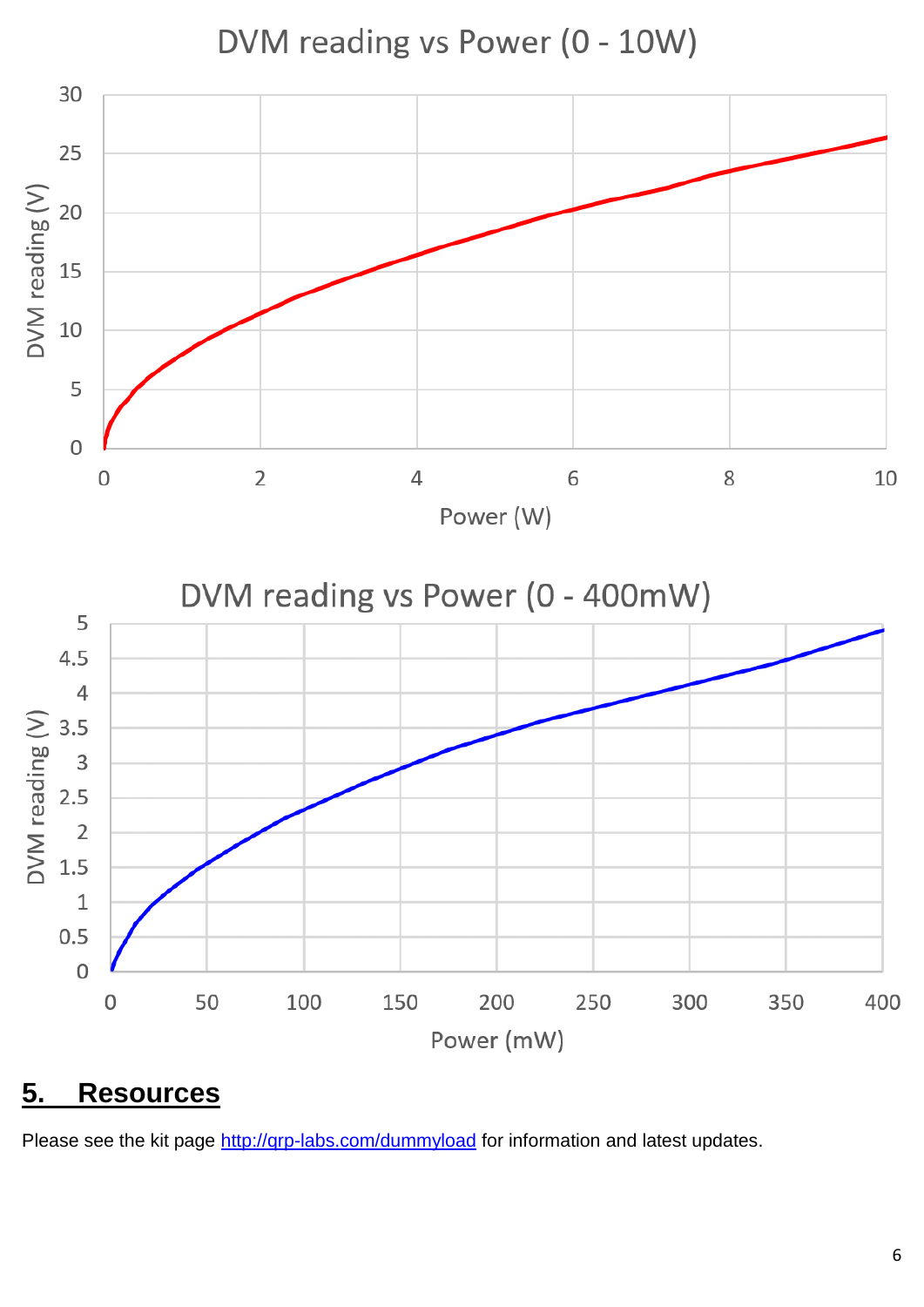DVM reading vs Power (0 - 10W)

DVM reading (V)

30
25
20
15
10
5
0

0 2 4 6 8 10

Power (W)

DVM reading vs Power (0 - 400mW)

DVM reading (V)

5
4.5
4
3.5
3
2.5
2
1.5
1
0.5
0

0 50 100 150 200 250 300 350 400

Power (mW)

## 5. Resources

Please see the kit page http://qrp-labs.com/dummyload for information and latest updates.